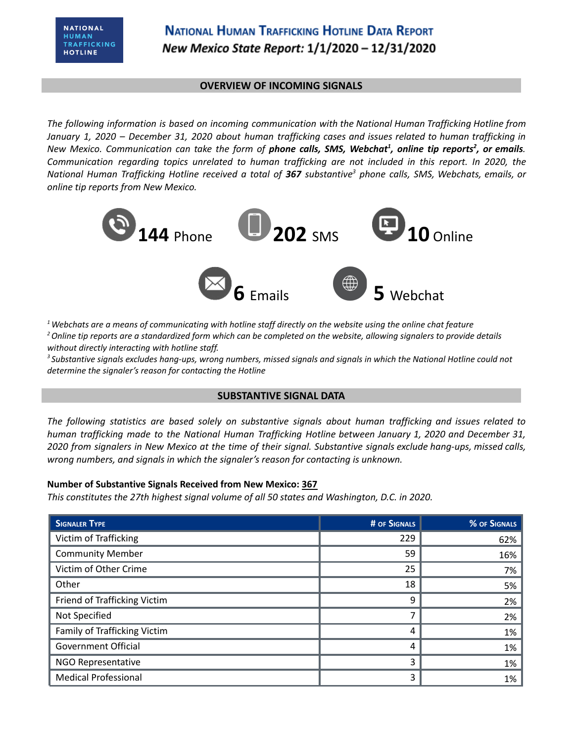NATIONAL HUMAN TRAFFICKING HOTLINE

# National Human Trafficking Hotline Data Report

***New Mexico State Report:* 1/1/2020 – 12/31/2020**

## OVERVIEW OF INCOMING SIGNALS

*The following information is based on incoming communication with the National Human Trafficking Hotline from January 1, 2020 – December 31, 2020 about human trafficking cases and issues related to human trafficking in New Mexico. Communication can take the form of **phone calls, SMS, Webchat[1], online tip reports[2], or emails**. Communication regarding topics unrelated to human trafficking are not included in this report. In 2020, the National Human Trafficking Hotline received a total of **367** substantive[3] phone calls, SMS, Webchats, emails, or online tip reports from New Mexico.*

**144** Phone

**202** SMS

**10** Online

**6** Emails

**5** Webchat

*[1] Webchats are a means of communicating with hotline staff directly on the website using the online chat feature*
*[2] Online tip reports are a standardized form which can be completed on the website, allowing signalers to provide details without directly interacting with hotline staff.*
*[3] Substantive signals excludes hang-ups, wrong numbers, missed signals and signals in which the National Hotline could not determine the signaler's reason for contacting the Hotline*

## SUBSTANTIVE SIGNAL DATA

*The following statistics are based solely on substantive signals about human trafficking and issues related to human trafficking made to the National Human Trafficking Hotline between January 1, 2020 and December 31, 2020 from signalers in New Mexico at the time of their signal. Substantive signals exclude hang-ups, missed calls, wrong numbers, and signals in which the signaler's reason for contacting is unknown.*

**Number of Substantive Signals Received from New Mexico: 367**
*This constitutes the 27th highest signal volume of all 50 states and Washington, D.C. in 2020.*

| Signaler Type | # of Signals | % of Signals |
|---|---|---|
| Victim of Trafficking | 229 | 62% |
| Community Member | 59 | 16% |
| Victim of Other Crime | 25 | 7% |
| Other | 18 | 5% |
| Friend of Trafficking Victim | 9 | 2% |
| Not Specified | 7 | 2% |
| Family of Trafficking Victim | 4 | 1% |
| Government Official | 4 | 1% |
| NGO Representative | 3 | 1% |
| Medical Professional | 3 | 1% |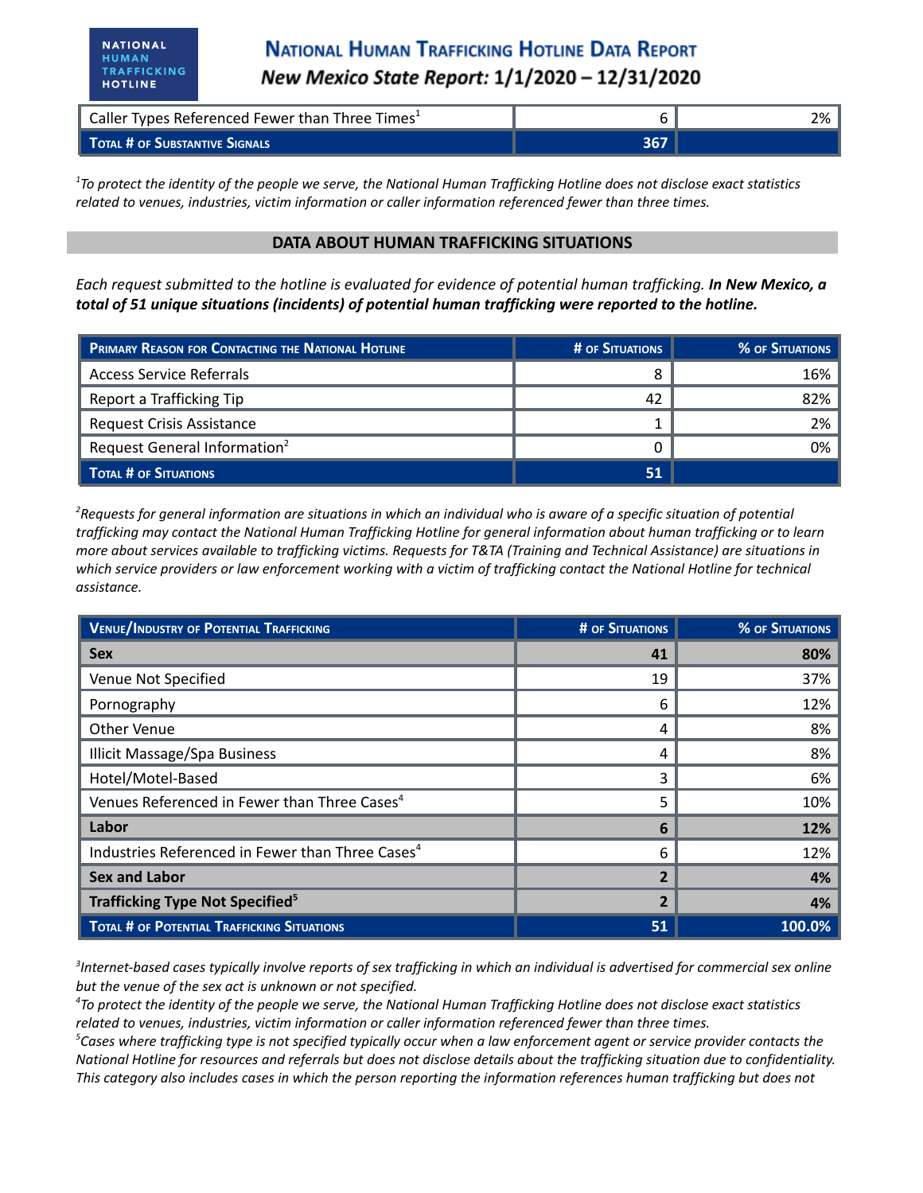| Caller Types Referenced Fewer than Three Times[1] | 6 | 2% |
|---|---|---|
| **Total # of Substantive Signals** | **367** | |

*[1]To protect the identity of the people we serve, the National Human Trafficking Hotline does not disclose exact statistics related to venues, industries, victim information or caller information referenced fewer than three times.*

## DATA ABOUT HUMAN TRAFFICKING SITUATIONS

*Each request submitted to the hotline is evaluated for evidence of potential human trafficking.* ***In New Mexico, a total of 51 unique situations (incidents) of potential human trafficking were reported to the hotline.***

| Primary Reason for Contacting the National Hotline | # of Situations | % of Situations |
|---|---|---|
| Access Service Referrals | 8 | 16% |
| Report a Trafficking Tip | 42 | 82% |
| Request Crisis Assistance | 1 | 2% |
| Request General Information[2] | 0 | 0% |
| **Total # of Situations** | **51** | |

*[2]Requests for general information are situations in which an individual who is aware of a specific situation of potential trafficking may contact the National Human Trafficking Hotline for general information about human trafficking or to learn more about services available to trafficking victims. Requests for T&TA (Training and Technical Assistance) are situations in which service providers or law enforcement working with a victim of trafficking contact the National Hotline for technical assistance.*

| Venue/Industry of Potential Trafficking | # of Situations | % of Situations |
|---|---|---|
| **Sex** | **41** | **80%** |
| Venue Not Specified | 19 | 37% |
| Pornography | 6 | 12% |
| Other Venue | 4 | 8% |
| Illicit Massage/Spa Business | 4 | 8% |
| Hotel/Motel-Based | 3 | 6% |
| Venues Referenced in Fewer than Three Cases[4] | 5 | 10% |
| **Labor** | **6** | **12%** |
| Industries Referenced in Fewer than Three Cases[4] | 6 | 12% |
| **Sex and Labor** | **2** | **4%** |
| **Trafficking Type Not Specified[5]** | **2** | **4%** |
| **Total # of Potential Trafficking Situations** | **51** | **100.0%** |

*[3]Internet-based cases typically involve reports of sex trafficking in which an individual is advertised for commercial sex online but the venue of the sex act is unknown or not specified.*
*[4]To protect the identity of the people we serve, the National Human Trafficking Hotline does not disclose exact statistics related to venues, industries, victim information or caller information referenced fewer than three times.*
*[5]Cases where trafficking type is not specified typically occur when a law enforcement agent or service provider contacts the National Hotline for resources and referrals but does not disclose details about the trafficking situation due to confidentiality. This category also includes cases in which the person reporting the information references human trafficking but does not*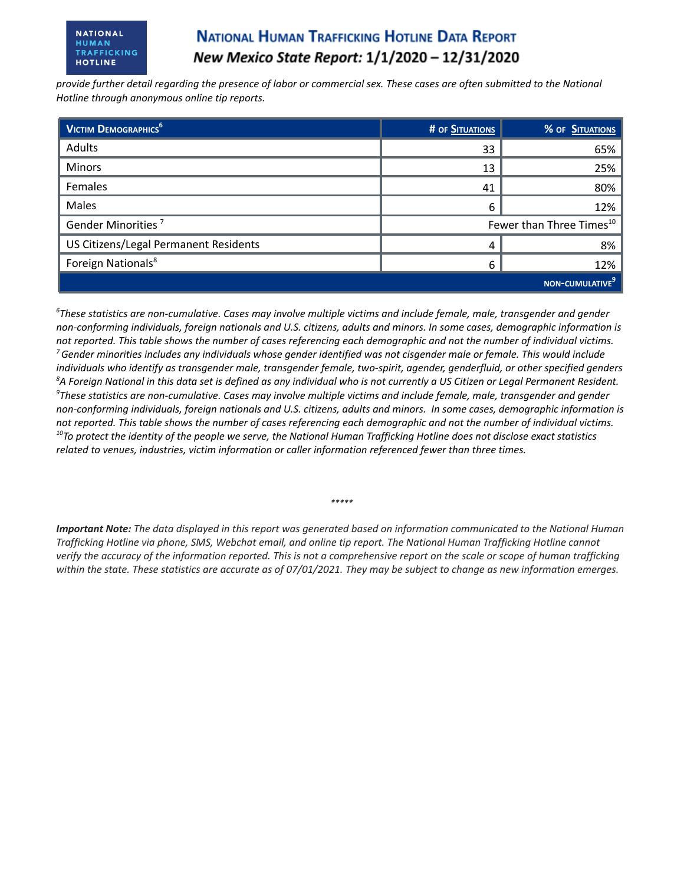provide further detail regarding the presence of labor or commercial sex. These cases are often submitted to the National Hotline through anonymous online tip reports.*

| Victim Demographics[6] | # of Situations | % of Situations |
| --- | --- | --- |
| Adults | 33 | 65% |
| Minors | 13 | 25% |
| Females | 41 | 80% |
| Males | 6 | 12% |
| Gender Minorities [7] | Fewer than Three Times[10] | |
| US Citizens/Legal Permanent Residents | 4 | 8% |
| Foreign Nationals[8] | 6 | 12% |
| | | NON-CUMULATIVE[9] |

*[6]These statistics are non-cumulative. Cases may involve multiple victims and include female, male, transgender and gender non-conforming individuals, foreign nationals and U.S. citizens, adults and minors. In some cases, demographic information is not reported. This table shows the number of cases referencing each demographic and not the number of individual victims.*
*[7] Gender minorities includes any individuals whose gender identified was not cisgender male or female. This would include individuals who identify as transgender male, transgender female, two-spirit, agender, genderfluid, or other specified genders*
*[8]A Foreign National in this data set is defined as any individual who is not currently a US Citizen or Legal Permanent Resident.*
*[9]These statistics are non-cumulative. Cases may involve multiple victims and include female, male, transgender and gender non-conforming individuals, foreign nationals and U.S. citizens, adults and minors. In some cases, demographic information is not reported. This table shows the number of cases referencing each demographic and not the number of individual victims.*
*[10]To protect the identity of the people we serve, the National Human Trafficking Hotline does not disclose exact statistics related to venues, industries, victim information or caller information referenced fewer than three times.*

*****

***Important Note:** The data displayed in this report was generated based on information communicated to the National Human Trafficking Hotline via phone, SMS, Webchat email, and online tip report. The National Human Trafficking Hotline cannot verify the accuracy of the information reported. This is not a comprehensive report on the scale or scope of human trafficking within the state. These statistics are accurate as of 07/01/2021. They may be subject to change as new information emerges.*